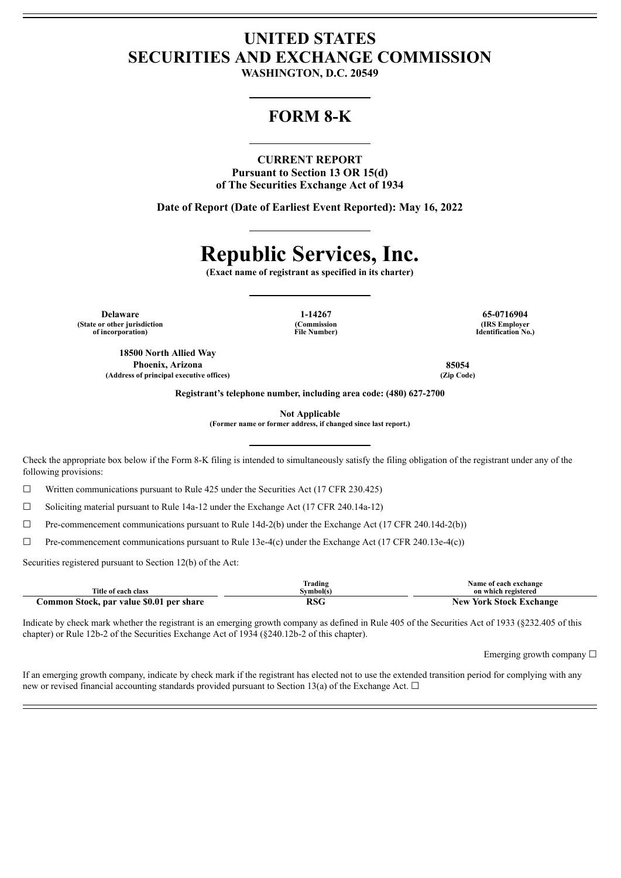# UNITED STATES
# SECURITIES AND EXCHANGE COMMISSION

**WASHINGTON, D.C. 20549**

## FORM 8-K

**CURRENT REPORT**
**Pursuant to Section 13 OR 15(d)**
**of The Securities Exchange Act of 1934**

**Date of Report (Date of Earliest Event Reported): May 16, 2022**

# Republic Services, Inc.

**(Exact name of registrant as specified in its charter)**

| Delaware | 1-14267 | 65-0716904 |
|---|---|---|
| (State or other jurisdiction of incorporation) | (Commission File Number) | (IRS Employer Identification No.) |

| 18500 North Allied Way Phoenix, Arizona | 85054 |
|---|---|
| (Address of principal executive offices) | (Zip Code) |

**Registrant's telephone number, including area code: (480) 627-2700**

**Not Applicable**
**(Former name or former address, if changed since last report.)**

Check the appropriate box below if the Form 8-K filing is intended to simultaneously satisfy the filing obligation of the registrant under any of the following provisions:

☐ Written communications pursuant to Rule 425 under the Securities Act (17 CFR 230.425)

☐ Soliciting material pursuant to Rule 14a-12 under the Exchange Act (17 CFR 240.14a-12)

☐ Pre-commencement communications pursuant to Rule 14d-2(b) under the Exchange Act (17 CFR 240.14d-2(b))

☐ Pre-commencement communications pursuant to Rule 13e-4(c) under the Exchange Act (17 CFR 240.13e-4(c))

Securities registered pursuant to Section 12(b) of the Act:

| Title of each class | Trading Symbol(s) | Name of each exchange on which registered |
|---|---|---|
| **Common Stock, par value $0.01 per share** | **RSG** | **New York Stock Exchange** |

Indicate by check mark whether the registrant is an emerging growth company as defined in Rule 405 of the Securities Act of 1933 (§232.405 of this chapter) or Rule 12b-2 of the Securities Exchange Act of 1934 (§240.12b-2 of this chapter).

Emerging growth company ☐

If an emerging growth company, indicate by check mark if the registrant has elected not to use the extended transition period for complying with any new or revised financial accounting standards provided pursuant to Section 13(a) of the Exchange Act. ☐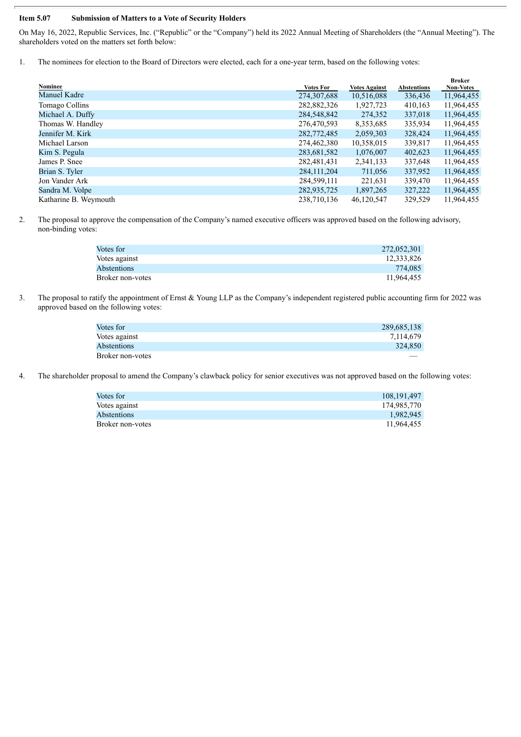**Item 5.07 Submission of Matters to a Vote of Security Holders**

On May 16, 2022, Republic Services, Inc. ("Republic" or the "Company") held its 2022 Annual Meeting of Shareholders (the "Annual Meeting"). The shareholders voted on the matters set forth below:

1. The nominees for election to the Board of Directors were elected, each for a one-year term, based on the following votes:

| Nominee | Votes For | Votes Against | Abstentions | Broker Non-Votes |
|---|---|---|---|---|
| Manuel Kadre | 274,307,688 | 10,516,088 | 336,436 | 11,964,455 |
| Tomago Collins | 282,882,326 | 1,927,723 | 410,163 | 11,964,455 |
| Michael A. Duffy | 284,548,842 | 274,352 | 337,018 | 11,964,455 |
| Thomas W. Handley | 276,470,593 | 8,353,685 | 335,934 | 11,964,455 |
| Jennifer M. Kirk | 282,772,485 | 2,059,303 | 328,424 | 11,964,455 |
| Michael Larson | 274,462,380 | 10,358,015 | 339,817 | 11,964,455 |
| Kim S. Pegula | 283,681,582 | 1,076,007 | 402,623 | 11,964,455 |
| James P. Snee | 282,481,431 | 2,341,133 | 337,648 | 11,964,455 |
| Brian S. Tyler | 284,111,204 | 711,056 | 337,952 | 11,964,455 |
| Jon Vander Ark | 284,599,111 | 221,631 | 339,470 | 11,964,455 |
| Sandra M. Volpe | 282,935,725 | 1,897,265 | 327,222 | 11,964,455 |
| Katharine B. Weymouth | 238,710,136 | 46,120,547 | 329,529 | 11,964,455 |

2. The proposal to approve the compensation of the Company's named executive officers was approved based on the following advisory, non-binding votes:

| | |
|---|---|
| Votes for | 272,052,301 |
| Votes against | 12,333,826 |
| Abstentions | 774,085 |
| Broker non-votes | 11,964,455 |

3. The proposal to ratify the appointment of Ernst & Young LLP as the Company's independent registered public accounting firm for 2022 was approved based on the following votes:

| | |
|---|---|
| Votes for | 289,685,138 |
| Votes against | 7,114,679 |
| Abstentions | 324,850 |
| Broker non-votes | — |

4. The shareholder proposal to amend the Company's clawback policy for senior executives was not approved based on the following votes:

| | |
|---|---|
| Votes for | 108,191,497 |
| Votes against | 174,985,770 |
| Abstentions | 1,982,945 |
| Broker non-votes | 11,964,455 |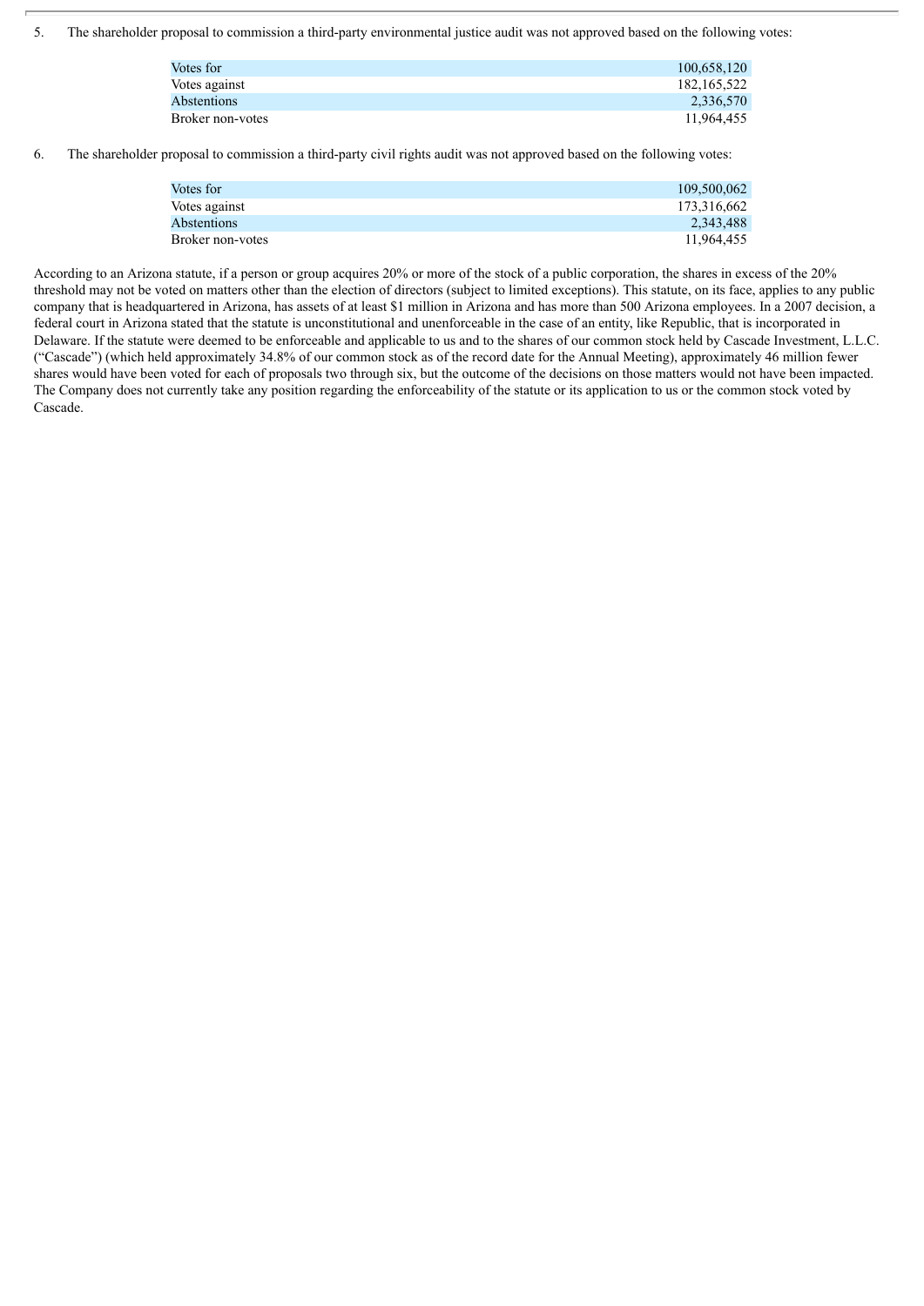5. The shareholder proposal to commission a third-party environmental justice audit was not approved based on the following votes:

| | |
|---|---|
| Votes for | 100,658,120 |
| Votes against | 182,165,522 |
| Abstentions | 2,336,570 |
| Broker non-votes | 11,964,455 |

6. The shareholder proposal to commission a third-party civil rights audit was not approved based on the following votes:

| | |
|---|---|
| Votes for | 109,500,062 |
| Votes against | 173,316,662 |
| Abstentions | 2,343,488 |
| Broker non-votes | 11,964,455 |

According to an Arizona statute, if a person or group acquires 20% or more of the stock of a public corporation, the shares in excess of the 20% threshold may not be voted on matters other than the election of directors (subject to limited exceptions). This statute, on its face, applies to any public company that is headquartered in Arizona, has assets of at least $1 million in Arizona and has more than 500 Arizona employees. In a 2007 decision, a federal court in Arizona stated that the statute is unconstitutional and unenforceable in the case of an entity, like Republic, that is incorporated in Delaware. If the statute were deemed to be enforceable and applicable to us and to the shares of our common stock held by Cascade Investment, L.L.C. ("Cascade") (which held approximately 34.8% of our common stock as of the record date for the Annual Meeting), approximately 46 million fewer shares would have been voted for each of proposals two through six, but the outcome of the decisions on those matters would not have been impacted. The Company does not currently take any position regarding the enforceability of the statute or its application to us or the common stock voted by Cascade.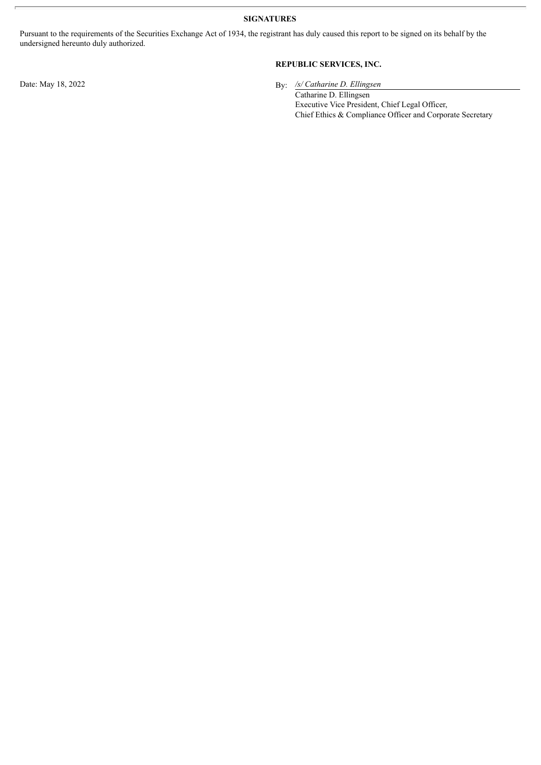**SIGNATURES**

Pursuant to the requirements of the Securities Exchange Act of 1934, the registrant has duly caused this report to be signed on its behalf by the undersigned hereunto duly authorized.

**REPUBLIC SERVICES, INC.**

Date: May 18, 2022

By: */s/ Catharine D. Ellingsen*
Catharine D. Ellingsen
Executive Vice President, Chief Legal Officer,
Chief Ethics & Compliance Officer and Corporate Secretary